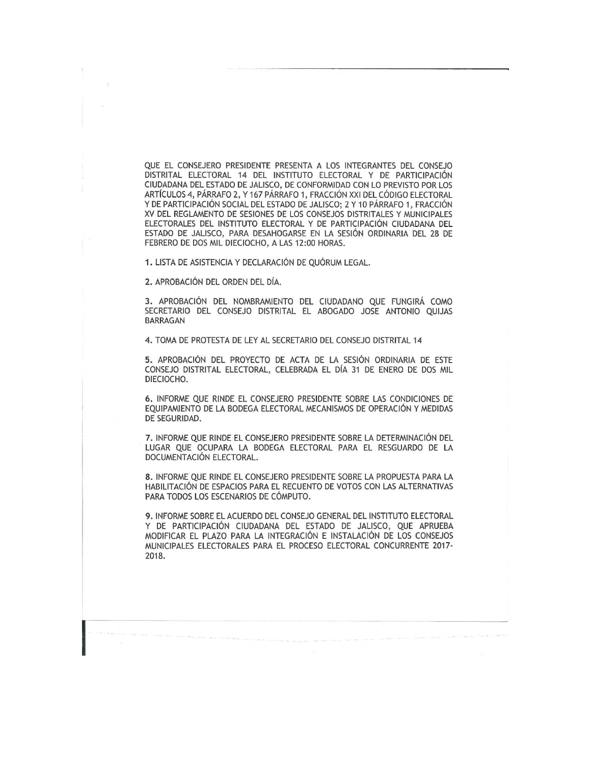QUE EL CONSEJERO PRESIDENTE PRESENTA A LOS INTEGRANTES DEL CONSEJO DISTRITAL ELECTORAL 14 DEL INSTITUTO ELECTORAL Y DE PARTICIPACIÓN CIUDADANA DEL ESTADO DE JALISCO, DE CONFORMIDAD CON LO PREVISTO POR LOS ARTÍCULOS 4, PÁRRAFO 2, Y 167 PÁRRAFO 1, FRACCIÓN XXI DEL CÓDIGO ELECTORAL Y DE PARTICIPACIÓN SOCIAL DEL ESTADO DE JALISCO; 2 Y 10 PÁRRAFO 1, FRACCIÓN XV DEL REGLAMENTO DE SESIONES DE LOS CONSEJOS DISTRITALES Y MUNICIPALES ELECTORALES DEL INSTITUTO ELECTORAL Y DE PARTICIPACIÓN CIUDADANA DEL ESTADO DE JALISCO, PARA DESAHOGARSE EN LA SESIÓN ORDINARIA DEL 28 DE FEBRERO DE DOS MIL DIECIOCHO, A LAS 12:00 HORAS.

**1.** LISTA DE ASISTENCIA Y DECLARACIÓN DE QUÓRUM LEGAL.

**2.** APROBACIÓN DEL ORDEN DEL DÍA.

**3.** APROBACIÓN DEL NOMBRAMIENTO DEL CIUDADANO QUE FUNGIRÁ COMO SECRETARIO DEL CONSEJO DISTRITAL EL ABOGADO JOSE ANTONIO QUIJAS BARRAGAN

**4.** TOMA DE PROTESTA DE LEY AL SECRETARIO DEL CONSEJO DISTRITAL 14

**5.** APROBACIÓN DEL PROYECTO DE ACTA DE LA SESIÓN ORDINARIA DE ESTE CONSEJO DISTRITAL ELECTORAL, CELEBRADA EL DÍA 31 DE ENERO DE DOS MIL DIECIOCHO.

**6.** INFORME QUE RINDE EL CONSEJERO PRESIDENTE SOBRE LAS CONDICIONES DE EQUIPAMIENTO DE LA BODEGA ELECTORAL MECANISMOS DE OPERACIÓN Y MEDIDAS DE SEGURIDAD.

**7.** INFORME QUE RINDE EL CONSEJERO PRESIDENTE SOBRE LA DETERMINACIÓN DEL LUGAR QUE OCUPARA LA BODEGA ELECTORAL PARA EL RESGUARDO DE LA DOCUMENTACIÓN ELECTORAL.

**8.** INFORME QUE RINDE EL CONSEJERO PRESIDENTE SOBRE LA PROPUESTA PARA LA HABILITACIÓN DE ESPACIOS PARA EL RECUENTO DE VOTOS CON LAS ALTERNATIVAS PARA TODOS LOS ESCENARIOS DE CÓMPUTO.

**9.** INFORME SOBRE EL ACUERDO DEL CONSEJO GENERAL DEL INSTITUTO ELECTORAL Y DE PARTICIPACIÓN CIUDADANA DEL ESTADO DE JALISCO, QUE APRUEBA MODIFICAR EL PLAZO PARA LA INTEGRACIÓN E INSTALACIÓN DE LOS CONSEJOS MUNICIPALES ELECTORALES PARA EL PROCESO ELECTORAL CONCURRENTE 2017-2018.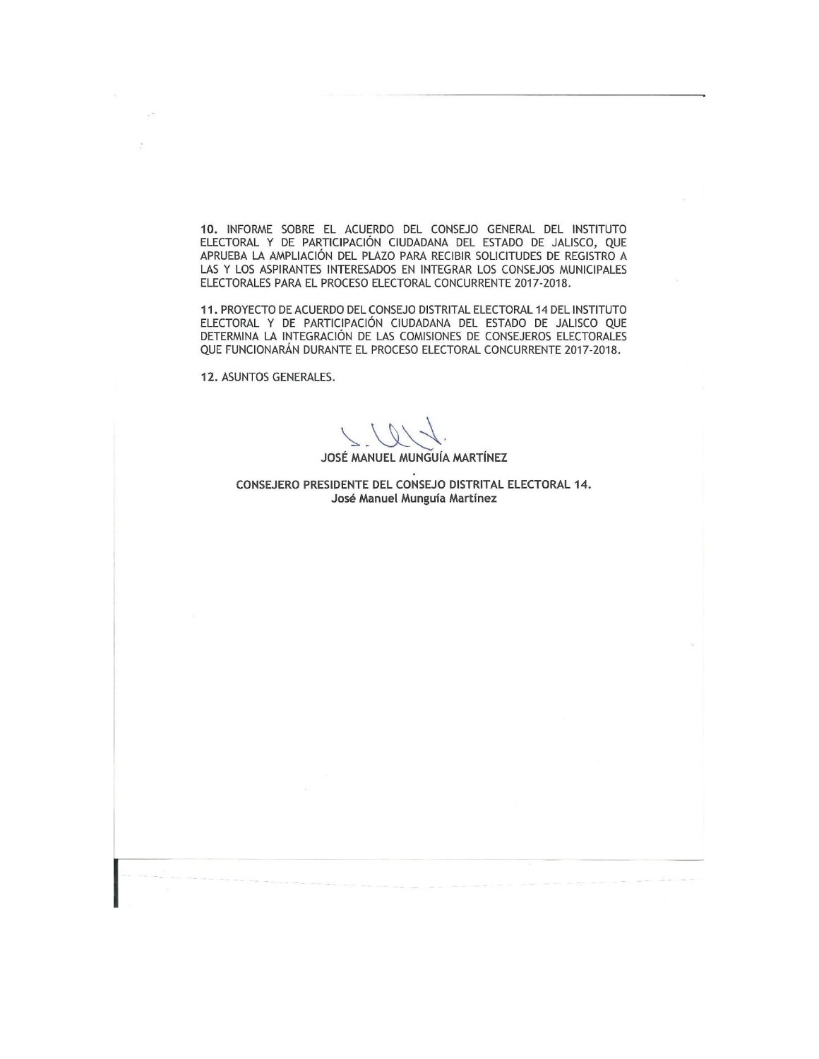**10.** INFORME SOBRE EL ACUERDO DEL CONSEJO GENERAL DEL INSTITUTO ELECTORAL Y DE PARTICIPACIÓN CIUDADANA DEL ESTADO DE JALISCO, QUE APRUEBA LA AMPLIACIÓN DEL PLAZO PARA RECIBIR SOLICITUDES DE REGISTRO A LAS Y LOS ASPIRANTES INTERESADOS EN INTEGRAR LOS CONSEJOS MUNICIPALES ELECTORALES PARA EL PROCESO ELECTORAL CONCURRENTE 2017-2018.

**11.** PROYECTO DE ACUERDO DEL CONSEJO DISTRITAL ELECTORAL 14 DEL INSTITUTO ELECTORAL Y DE PARTICIPACIÓN CIUDADANA DEL ESTADO DE JALISCO QUE DETERMINA LA INTEGRACIÓN DE LAS COMISIONES DE CONSEJEROS ELECTORALES QUE FUNCIONARÁN DURANTE EL PROCESO ELECTORAL CONCURRENTE 2017-2018.

**12.** ASUNTOS GENERALES.

JOSÉ MANUEL MUNGUÍA MARTÍNEZ

**CONSEJERO PRESIDENTE DEL CONSEJO DISTRITAL ELECTORAL 14.**
**José Manuel Munguía Martínez**